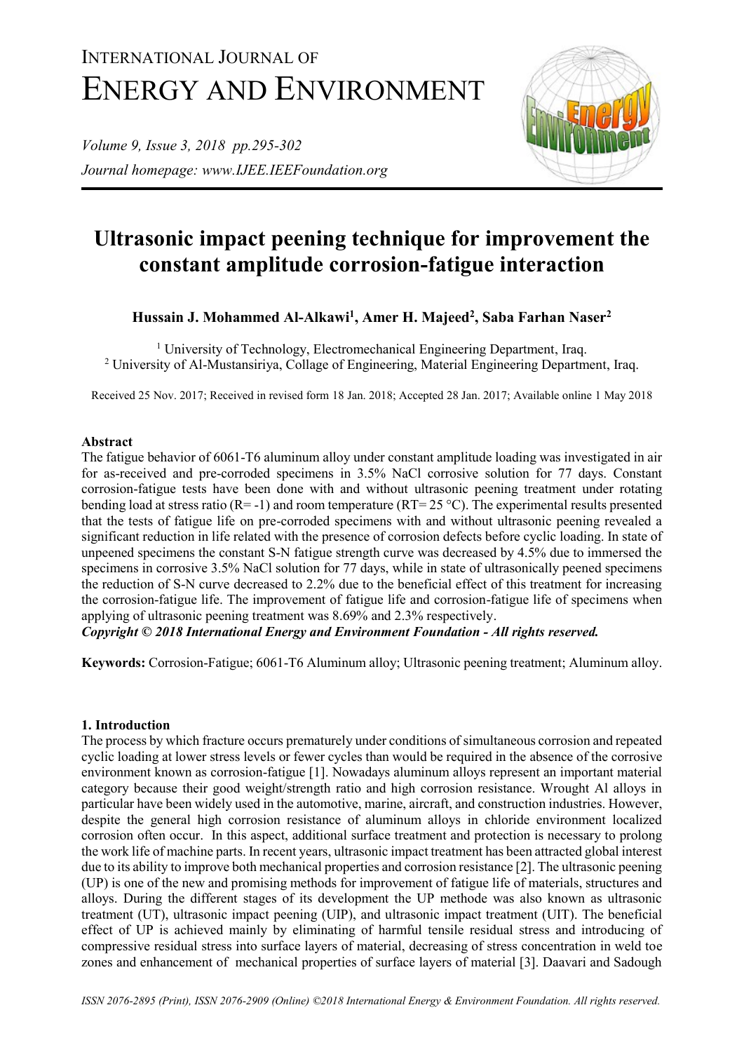# Ultrasonic impact peening technique for improvement the constant amplitude corrosion-fatigue interaction

**Hussain J. Mohammed Al-Alkawi[1], Amer H. Majeed[2], Saba Farhan Naser[2]**

[1] University of Technology, Electromechanical Engineering Department, Iraq.
[2] University of Al-Mustansiriya, Collage of Engineering, Material Engineering Department, Iraq.

Received 25 Nov. 2017; Received in revised form 18 Jan. 2018; Accepted 28 Jan. 2017; Available online 1 May 2018

## Abstract

The fatigue behavior of 6061-T6 aluminum alloy under constant amplitude loading was investigated in air for as-received and pre-corroded specimens in 3.5% NaCl corrosive solution for 77 days. Constant corrosion-fatigue tests have been done with and without ultrasonic peening treatment under rotating bending load at stress ratio (R= -1) and room temperature (RT= 25 °C). The experimental results presented that the tests of fatigue life on pre-corroded specimens with and without ultrasonic peening revealed a significant reduction in life related with the presence of corrosion defects before cyclic loading. In state of unpeened specimens the constant S-N fatigue strength curve was decreased by 4.5% due to immersed the specimens in corrosive 3.5% NaCl solution for 77 days, while in state of ultrasonically peened specimens the reduction of S-N curve decreased to 2.2% due to the beneficial effect of this treatment for increasing the corrosion-fatigue life. The improvement of fatigue life and corrosion-fatigue life of specimens when applying of ultrasonic peening treatment was 8.69% and 2.3% respectively.

***Copyright © 2018 International Energy and Environment Foundation - All rights reserved.***

**Keywords:** Corrosion-Fatigue; 6061-T6 Aluminum alloy; Ultrasonic peening treatment; Aluminum alloy.

## 1. Introduction

The process by which fracture occurs prematurely under conditions of simultaneous corrosion and repeated cyclic loading at lower stress levels or fewer cycles than would be required in the absence of the corrosive environment known as corrosion-fatigue [1]. Nowadays aluminum alloys represent an important material category because their good weight/strength ratio and high corrosion resistance. Wrought Al alloys in particular have been widely used in the automotive, marine, aircraft, and construction industries. However, despite the general high corrosion resistance of aluminum alloys in chloride environment localized corrosion often occur. In this aspect, additional surface treatment and protection is necessary to prolong the work life of machine parts. In recent years, ultrasonic impact treatment has been attracted global interest due to its ability to improve both mechanical properties and corrosion resistance [2]. The ultrasonic peening (UP) is one of the new and promising methods for improvement of fatigue life of materials, structures and alloys. During the different stages of its development the UP methode was also known as ultrasonic treatment (UT), ultrasonic impact peening (UIP), and ultrasonic impact treatment (UIT). The beneficial effect of UP is achieved mainly by eliminating of harmful tensile residual stress and introducing of compressive residual stress into surface layers of material, decreasing of stress concentration in weld toe zones and enhancement of mechanical properties of surface layers of material [3]. Daavari and Sadough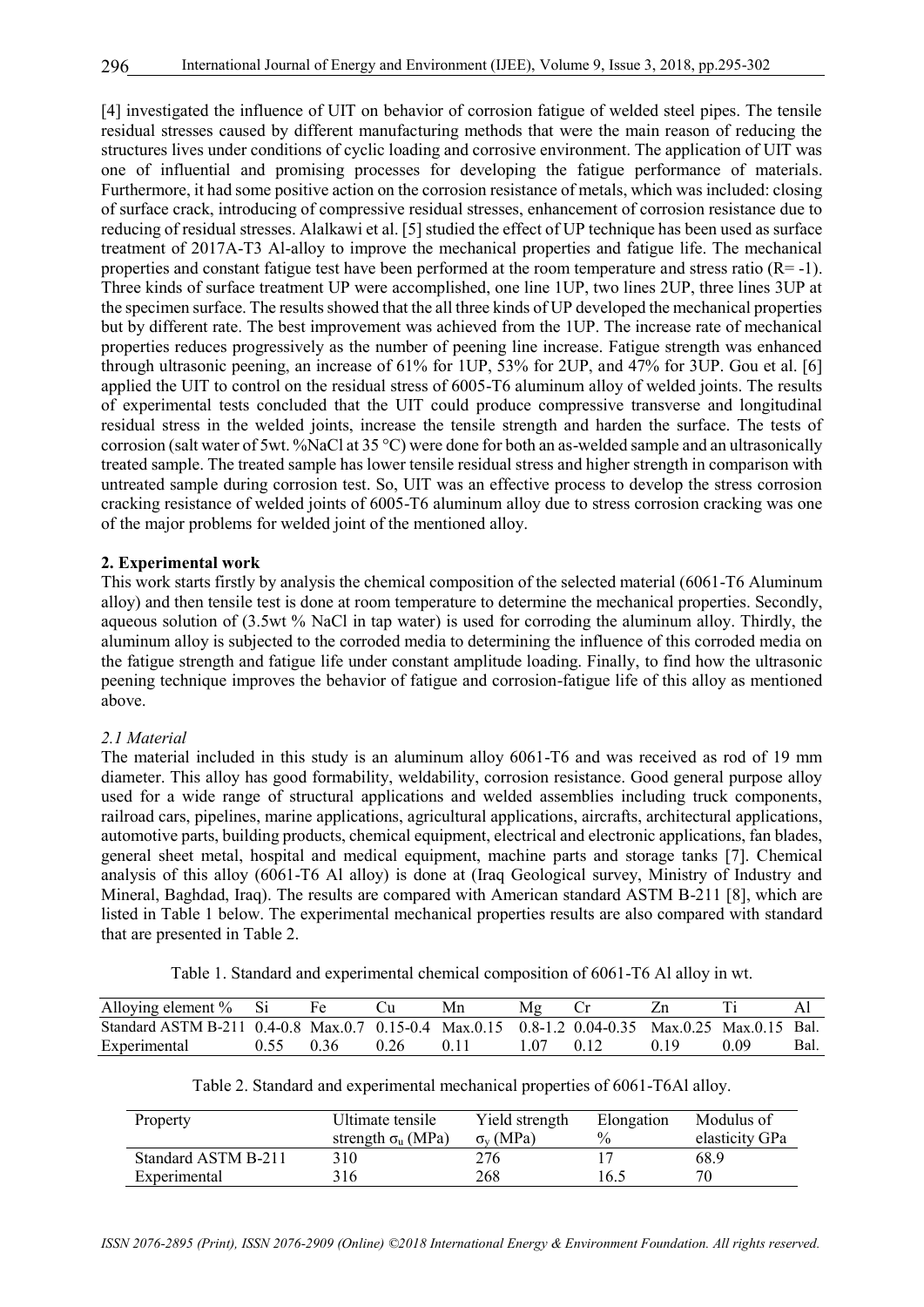[4] investigated the influence of UIT on behavior of corrosion fatigue of welded steel pipes. The tensile residual stresses caused by different manufacturing methods that were the main reason of reducing the structures lives under conditions of cyclic loading and corrosive environment. The application of UIT was one of influential and promising processes for developing the fatigue performance of materials. Furthermore, it had some positive action on the corrosion resistance of metals, which was included: closing of surface crack, introducing of compressive residual stresses, enhancement of corrosion resistance due to reducing of residual stresses. Alalkawi et al. [5] studied the effect of UP technique has been used as surface treatment of 2017A-T3 Al-alloy to improve the mechanical properties and fatigue life. The mechanical properties and constant fatigue test have been performed at the room temperature and stress ratio (R= -1). Three kinds of surface treatment UP were accomplished, one line 1UP, two lines 2UP, three lines 3UP at the specimen surface. The results showed that the all three kinds of UP developed the mechanical properties but by different rate. The best improvement was achieved from the 1UP. The increase rate of mechanical properties reduces progressively as the number of peening line increase. Fatigue strength was enhanced through ultrasonic peening, an increase of 61% for 1UP, 53% for 2UP, and 47% for 3UP. Gou et al. [6] applied the UIT to control on the residual stress of 6005-T6 aluminum alloy of welded joints. The results of experimental tests concluded that the UIT could produce compressive transverse and longitudinal residual stress in the welded joints, increase the tensile strength and harden the surface. The tests of corrosion (salt water of 5wt. %NaCl at 35 °C) were done for both an as-welded sample and an ultrasonically treated sample. The treated sample has lower tensile residual stress and higher strength in comparison with untreated sample during corrosion test. So, UIT was an effective process to develop the stress corrosion cracking resistance of welded joints of 6005-T6 aluminum alloy due to stress corrosion cracking was one of the major problems for welded joint of the mentioned alloy.

## 2. Experimental work

This work starts firstly by analysis the chemical composition of the selected material (6061-T6 Aluminum alloy) and then tensile test is done at room temperature to determine the mechanical properties. Secondly, aqueous solution of (3.5wt % NaCl in tap water) is used for corroding the aluminum alloy. Thirdly, the aluminum alloy is subjected to the corroded media to determining the influence of this corroded media on the fatigue strength and fatigue life under constant amplitude loading. Finally, to find how the ultrasonic peening technique improves the behavior of fatigue and corrosion-fatigue life of this alloy as mentioned above.

### *2.1 Material*

The material included in this study is an aluminum alloy 6061-T6 and was received as rod of 19 mm diameter. This alloy has good formability, weldability, corrosion resistance. Good general purpose alloy used for a wide range of structural applications and welded assemblies including truck components, railroad cars, pipelines, marine applications, agricultural applications, aircrafts, architectural applications, automotive parts, building products, chemical equipment, electrical and electronic applications, fan blades, general sheet metal, hospital and medical equipment, machine parts and storage tanks [7]. Chemical analysis of this alloy (6061-T6 Al alloy) is done at (Iraq Geological survey, Ministry of Industry and Mineral, Baghdad, Iraq). The results are compared with American standard ASTM B-211 [8], which are listed in Table 1 below. The experimental mechanical properties results are also compared with standard that are presented in Table 2.

Table 1. Standard and experimental chemical composition of 6061-T6 Al alloy in wt.

| Alloying element % | Si | Fe | Cu | Mn | Mg | Cr | Zn | Ti | Al |
|---|---|---|---|---|---|---|---|---|---|
| Standard ASTM B-211 | 0.4-0.8 | Max.0.7 | 0.15-0.4 | Max.0.15 | 0.8-1.2 | 0.04-0.35 | Max.0.25 | Max.0.15 | Bal. |
| Experimental | 0.55 | 0.36 | 0.26 | 0.11 | 1.07 | 0.12 | 0.19 | 0.09 | Bal. |

Table 2. Standard and experimental mechanical properties of 6061-T6Al alloy.

| Property | Ultimate tensile strength $\sigma_u$ (MPa) | Yield strength $\sigma_y$ (MPa) | Elongation % | Modulus of elasticity GPa |
|---|---|---|---|---|
| Standard ASTM B-211 | 310 | 276 | 17 | 68.9 |
| Experimental | 316 | 268 | 16.5 | 70 |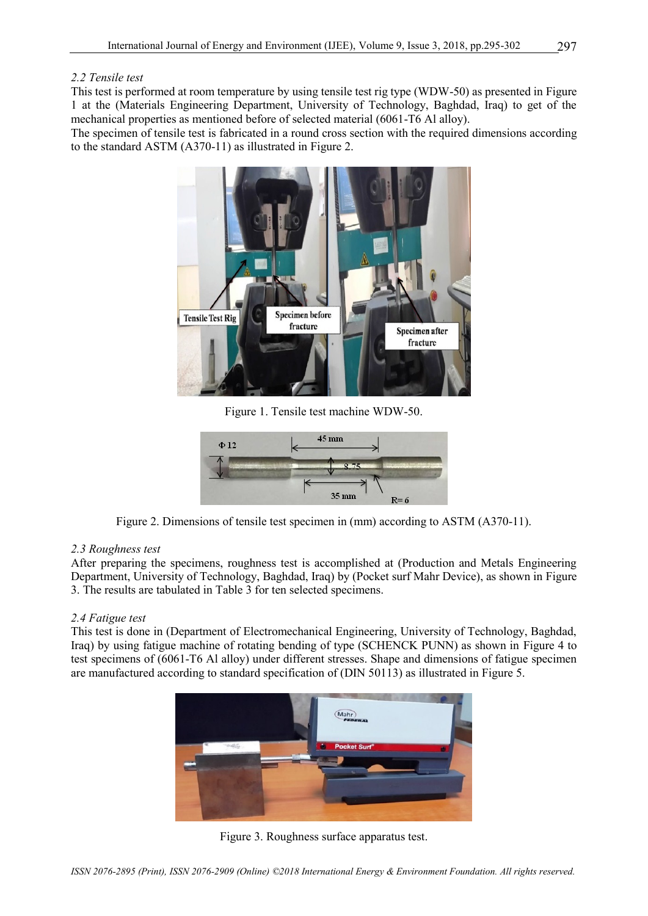*2.2 Tensile test*

This test is performed at room temperature by using tensile test rig type (WDW-50) as presented in Figure 1 at the (Materials Engineering Department, University of Technology, Baghdad, Iraq) to get of the mechanical properties as mentioned before of selected material (6061-T6 Al alloy).

The specimen of tensile test is fabricated in a round cross section with the required dimensions according to the standard ASTM (A370-11) as illustrated in Figure 2.

Figure 1. Tensile test machine WDW-50.

Figure 2. Dimensions of tensile test specimen in (mm) according to ASTM (A370-11).

*2.3 Roughness test*

After preparing the specimens, roughness test is accomplished at (Production and Metals Engineering Department, University of Technology, Baghdad, Iraq) by (Pocket surf Mahr Device), as shown in Figure 3. The results are tabulated in Table 3 for ten selected specimens.

*2.4 Fatigue test*

This test is done in (Department of Electromechanical Engineering, University of Technology, Baghdad, Iraq) by using fatigue machine of rotating bending of type (SCHENCK PUNN) as shown in Figure 4 to test specimens of (6061-T6 Al alloy) under different stresses. Shape and dimensions of fatigue specimen are manufactured according to standard specification of (DIN 50113) as illustrated in Figure 5.

Figure 3. Roughness surface apparatus test.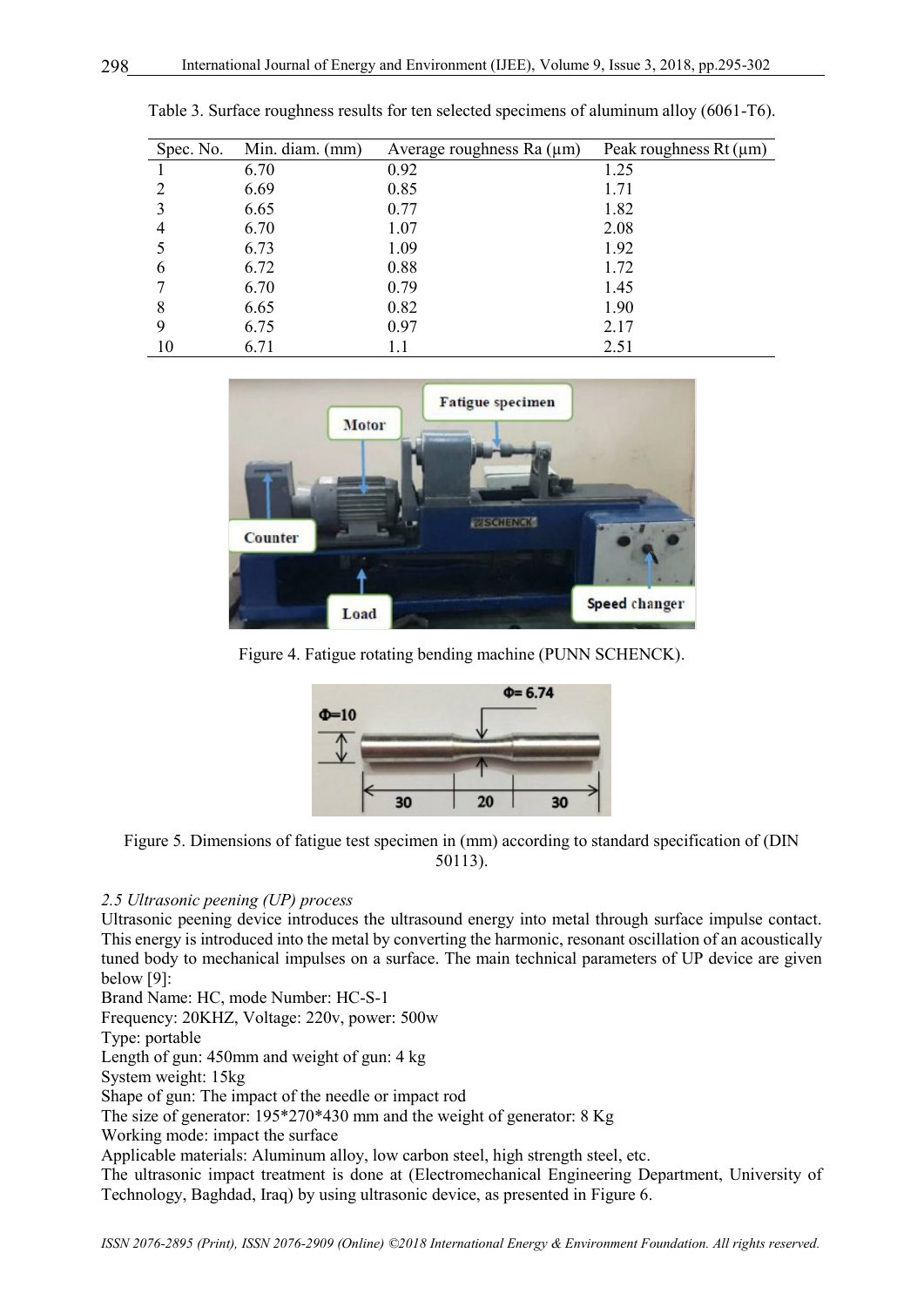Table 3. Surface roughness results for ten selected specimens of aluminum alloy (6061-T6).

| Spec. No. | Min. diam. (mm) | Average roughness Ra (μm) | Peak roughness Rt (μm) |
|---|---|---|---|
| 1 | 6.70 | 0.92 | 1.25 |
| 2 | 6.69 | 0.85 | 1.71 |
| 3 | 6.65 | 0.77 | 1.82 |
| 4 | 6.70 | 1.07 | 2.08 |
| 5 | 6.73 | 1.09 | 1.92 |
| 6 | 6.72 | 0.88 | 1.72 |
| 7 | 6.70 | 0.79 | 1.45 |
| 8 | 6.65 | 0.82 | 1.90 |
| 9 | 6.75 | 0.97 | 2.17 |
| 10 | 6.71 | 1.1 | 2.51 |

Figure 4. Fatigue rotating bending machine (PUNN SCHENCK).

Figure 5. Dimensions of fatigue test specimen in (mm) according to standard specification of (DIN 50113).

*2.5 Ultrasonic peening (UP) process*

Ultrasonic peening device introduces the ultrasound energy into metal through surface impulse contact. This energy is introduced into the metal by converting the harmonic, resonant oscillation of an acoustically tuned body to mechanical impulses on a surface. The main technical parameters of UP device are given below [9]:

Brand Name: HC, mode Number: HC-S-1

Frequency: 20KHZ, Voltage: 220v, power: 500w

Type: portable

Length of gun: 450mm and weight of gun: 4 kg

System weight: 15kg

Shape of gun: The impact of the needle or impact rod

The size of generator: 195*270*430 mm and the weight of generator: 8 Kg

Working mode: impact the surface

Applicable materials: Aluminum alloy, low carbon steel, high strength steel, etc.

The ultrasonic impact treatment is done at (Electromechanical Engineering Department, University of Technology, Baghdad, Iraq) by using ultrasonic device, as presented in Figure 6.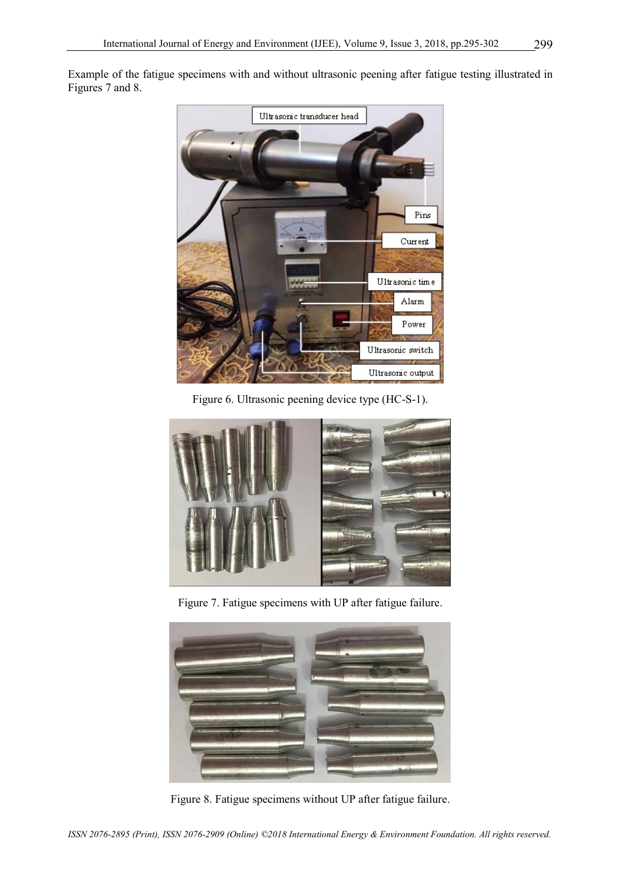Example of the fatigue specimens with and without ultrasonic peening after fatigue testing illustrated in Figures 7 and 8.

Figure 6. Ultrasonic peening device type (HC-S-1).

Figure 7. Fatigue specimens with UP after fatigue failure.

Figure 8. Fatigue specimens without UP after fatigue failure.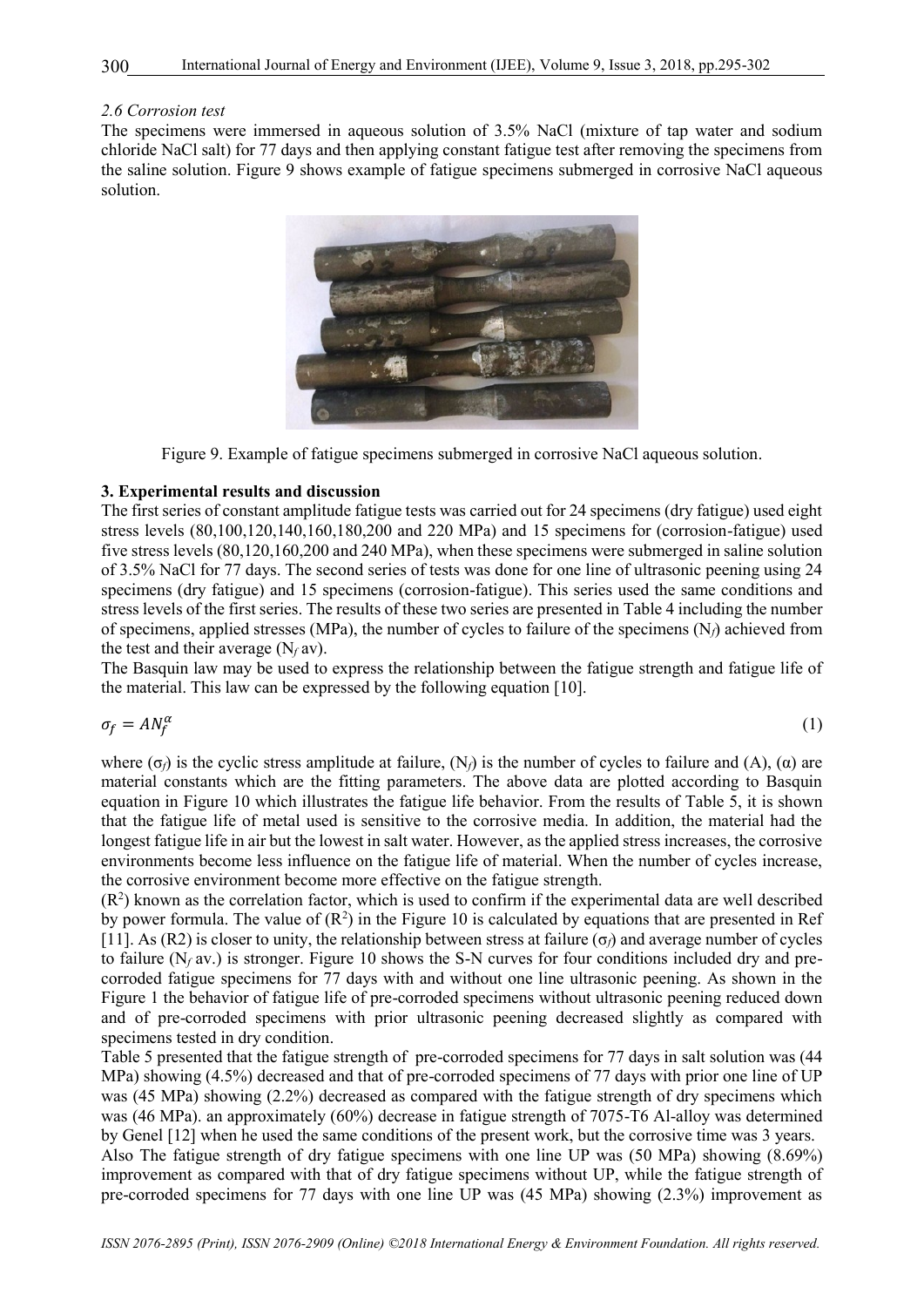### 2.6 Corrosion test

The specimens were immersed in aqueous solution of 3.5% NaCl (mixture of tap water and sodium chloride NaCl salt) for 77 days and then applying constant fatigue test after removing the specimens from the saline solution. Figure 9 shows example of fatigue specimens submerged in corrosive NaCl aqueous solution.

Figure 9. Example of fatigue specimens submerged in corrosive NaCl aqueous solution.

## 3. Experimental results and discussion

The first series of constant amplitude fatigue tests was carried out for 24 specimens (dry fatigue) used eight stress levels (80,100,120,140,160,180,200 and 220 MPa) and 15 specimens for (corrosion-fatigue) used five stress levels (80,120,160,200 and 240 MPa), when these specimens were submerged in saline solution of 3.5% NaCl for 77 days. The second series of tests was done for one line of ultrasonic peening using 24 specimens (dry fatigue) and 15 specimens (corrosion-fatigue). This series used the same conditions and stress levels of the first series. The results of these two series are presented in Table 4 including the number of specimens, applied stresses (MPa), the number of cycles to failure of the specimens ($N_f$) achieved from the test and their average ($N_f$ av).

The Basquin law may be used to express the relationship between the fatigue strength and fatigue life of the material. This law can be expressed by the following equation [10].

$$\sigma_f = AN_f^{\alpha} \tag{1}$$

where ($\sigma_f$) is the cyclic stress amplitude at failure, ($N_f$) is the number of cycles to failure and (A), ($\alpha$) are material constants which are the fitting parameters. The above data are plotted according to Basquin equation in Figure 10 which illustrates the fatigue life behavior. From the results of Table 5, it is shown that the fatigue life of metal used is sensitive to the corrosive media. In addition, the material had the longest fatigue life in air but the lowest in salt water. However, as the applied stress increases, the corrosive environments become less influence on the fatigue life of material. When the number of cycles increase, the corrosive environment become more effective on the fatigue strength.

($R^2$) known as the correlation factor, which is used to confirm if the experimental data are well described by power formula. The value of ($R^2$) in the Figure 10 is calculated by equations that are presented in Ref [11]. As (R2) is closer to unity, the relationship between stress at failure ($\sigma_f$) and average number of cycles to failure ($N_f$ av.) is stronger. Figure 10 shows the S-N curves for four conditions included dry and pre-corroded fatigue specimens for 77 days with and without one line ultrasonic peening. As shown in the Figure 1 the behavior of fatigue life of pre-corroded specimens without ultrasonic peening reduced down and of pre-corroded specimens with prior ultrasonic peening decreased slightly as compared with specimens tested in dry condition.

Table 5 presented that the fatigue strength of pre-corroded specimens for 77 days in salt solution was (44 MPa) showing (4.5%) decreased and that of pre-corroded specimens of 77 days with prior one line of UP was (45 MPa) showing (2.2%) decreased as compared with the fatigue strength of dry specimens which was (46 MPa). an approximately (60%) decrease in fatigue strength of 7075-T6 Al-alloy was determined by Genel [12] when he used the same conditions of the present work, but the corrosive time was 3 years.

Also The fatigue strength of dry fatigue specimens with one line UP was (50 MPa) showing (8.69%) improvement as compared with that of dry fatigue specimens without UP, while the fatigue strength of pre-corroded specimens for 77 days with one line UP was (45 MPa) showing (2.3%) improvement as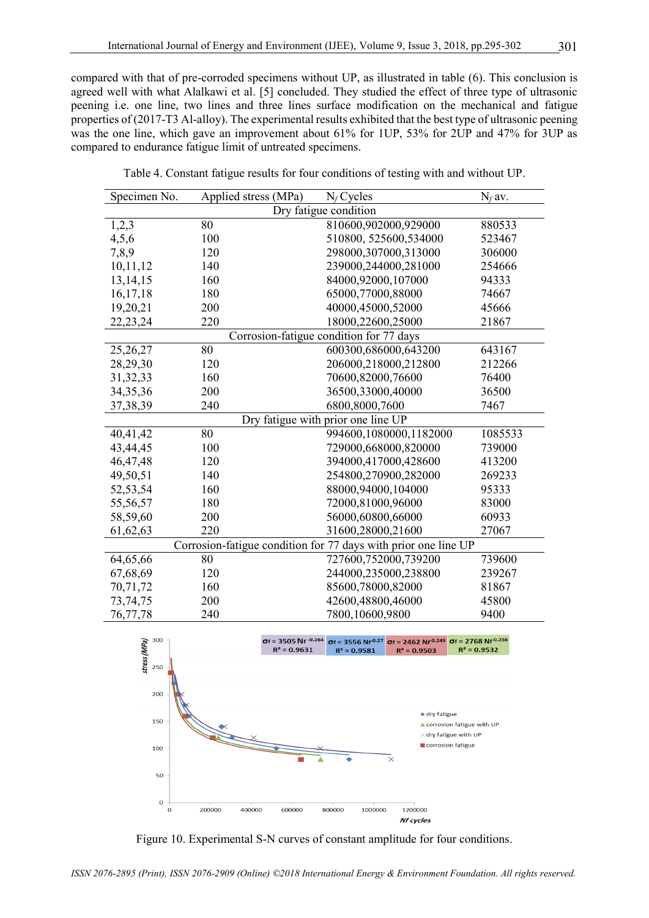compared with that of pre-corroded specimens without UP, as illustrated in table (6). This conclusion is agreed well with what Alalkawi et al. [5] concluded. They studied the effect of three type of ultrasonic peening i.e. one line, two lines and three lines surface modification on the mechanical and fatigue properties of (2017-T3 Al-alloy). The experimental results exhibited that the best type of ultrasonic peening was the one line, which gave an improvement about 61% for 1UP, 53% for 2UP and 47% for 3UP as compared to endurance fatigue limit of untreated specimens.

Table 4. Constant fatigue results for four conditions of testing with and without UP.

| Specimen No. | Applied stress (MPa) | $N_f$ Cycles | $N_f$ av. |
|---|---|---|---|
| | | Dry fatigue condition | |
| 1,2,3 | 80 | 810600,902000,929000 | 880533 |
| 4,5,6 | 100 | 510800, 525600,534000 | 523467 |
| 7,8,9 | 120 | 298000,307000,313000 | 306000 |
| 10,11,12 | 140 | 239000,244000,281000 | 254666 |
| 13,14,15 | 160 | 84000,92000,107000 | 94333 |
| 16,17,18 | 180 | 65000,77000,88000 | 74667 |
| 19,20,21 | 200 | 40000,45000,52000 | 45666 |
| 22,23,24 | 220 | 18000,22600,25000 | 21867 |
| | | Corrosion-fatigue condition for 77 days | |
| 25,26,27 | 80 | 600300,686000,643200 | 643167 |
| 28,29,30 | 120 | 206000,218000,212800 | 212266 |
| 31,32,33 | 160 | 70600,82000,76600 | 76400 |
| 34,35,36 | 200 | 36500,33000,40000 | 36500 |
| 37,38,39 | 240 | 6800,8000,7600 | 7467 |
| | | Dry fatigue with prior one line UP | |
| 40,41,42 | 80 | 994600,1080000,1182000 | 1085533 |
| 43,44,45 | 100 | 729000,668000,820000 | 739000 |
| 46,47,48 | 120 | 394000,417000,428600 | 413200 |
| 49,50,51 | 140 | 254800,270900,282000 | 269233 |
| 52,53,54 | 160 | 88000,94000,104000 | 95333 |
| 55,56,57 | 180 | 72000,81000,96000 | 83000 |
| 58,59,60 | 200 | 56000,60800,66000 | 60933 |
| 61,62,63 | 220 | 31600,28000,21600 | 27067 |
| | | Corrosion-fatigue condition for 77 days with prior one line UP | |
| 64,65,66 | 80 | 727600,752000,739200 | 739600 |
| 67,68,69 | 120 | 244000,235000,238800 | 239267 |
| 70,71,72 | 160 | 85600,78000,82000 | 81867 |
| 73,74,75 | 200 | 42600,48800,46000 | 45800 |
| 76,77,78 | 240 | 7800,10600,9800 | 9400 |

Figure 10. Experimental S-N curves of constant amplitude for four conditions.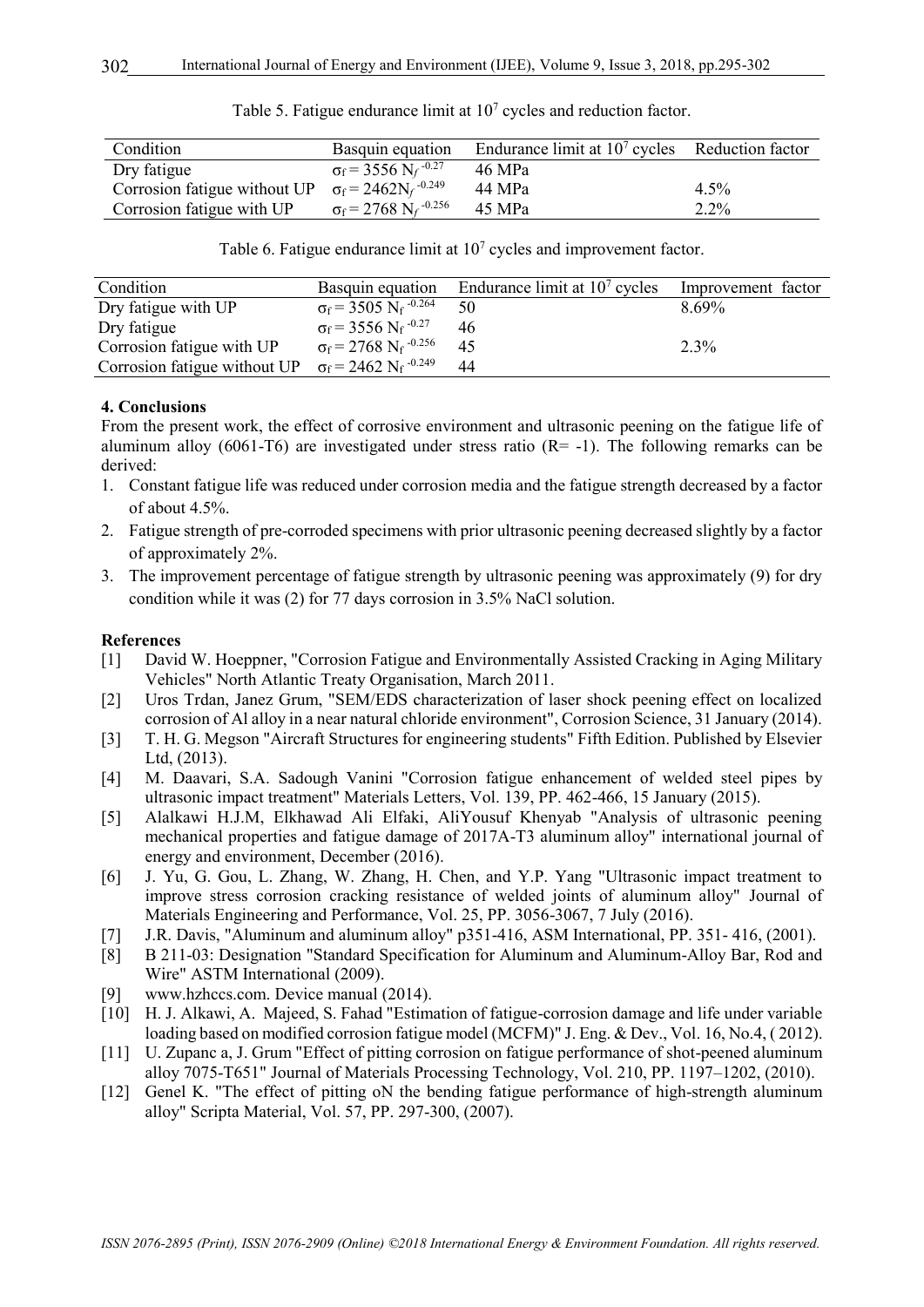Table 5. Fatigue endurance limit at $10^7$ cycles and reduction factor.

| Condition | Basquin equation | Endurance limit at $10^7$ cycles | Reduction factor |
|---|---|---|---|
| Dry fatigue | $\sigma_f = 3556\ N_f^{-0.27}$ | 46 MPa | |
| Corrosion fatigue without UP | $\sigma_f = 2462 N_f^{-0.249}$ | 44 MPa | 4.5% |
| Corrosion fatigue with UP | $\sigma_f = 2768\ N_f^{-0.256}$ | 45 MPa | 2.2% |

Table 6. Fatigue endurance limit at $10^7$ cycles and improvement factor.

| Condition | Basquin equation | Endurance limit at $10^7$ cycles | Improvement factor |
|---|---|---|---|
| Dry fatigue with UP | $\sigma_f = 3505\ N_f^{-0.264}$ | 50 | 8.69% |
| Dry fatigue | $\sigma_f = 3556\ N_f^{-0.27}$ | 46 | |
| Corrosion fatigue with UP | $\sigma_f = 2768\ N_f^{-0.256}$ | 45 | 2.3% |
| Corrosion fatigue without UP | $\sigma_f = 2462\ N_f^{-0.249}$ | 44 | |

## 4. Conclusions

From the present work, the effect of corrosive environment and ultrasonic peening on the fatigue life of aluminum alloy (6061-T6) are investigated under stress ratio (R= -1). The following remarks can be derived:

1. Constant fatigue life was reduced under corrosion media and the fatigue strength decreased by a factor of about 4.5%.
2. Fatigue strength of pre-corroded specimens with prior ultrasonic peening decreased slightly by a factor of approximately 2%.
3. The improvement percentage of fatigue strength by ultrasonic peening was approximately (9) for dry condition while it was (2) for 77 days corrosion in 3.5% NaCl solution.

## References

[1] David W. Hoeppner, "Corrosion Fatigue and Environmentally Assisted Cracking in Aging Military Vehicles" North Atlantic Treaty Organisation, March 2011.

[2] Uros Trdan, Janez Grum, "SEM/EDS characterization of laser shock peening effect on localized corrosion of Al alloy in a near natural chloride environment", Corrosion Science, 31 January (2014).

[3] T. H. G. Megson "Aircraft Structures for engineering students" Fifth Edition. Published by Elsevier Ltd, (2013).

[4] M. Daavari, S.A. Sadough Vanini "Corrosion fatigue enhancement of welded steel pipes by ultrasonic impact treatment" Materials Letters, Vol. 139, PP. 462-466, 15 January (2015).

[5] Alalkawi H.J.M, Elkhawad Ali Elfaki, AliYousuf Khenyab "Analysis of ultrasonic peening mechanical properties and fatigue damage of 2017A-T3 aluminum alloy" international journal of energy and environment, December (2016).

[6] J. Yu, G. Gou, L. Zhang, W. Zhang, H. Chen, and Y.P. Yang "Ultrasonic impact treatment to improve stress corrosion cracking resistance of welded joints of aluminum alloy" Journal of Materials Engineering and Performance, Vol. 25, PP. 3056-3067, 7 July (2016).

[7] J.R. Davis, "Aluminum and aluminum alloy" p351-416, ASM International, PP. 351- 416, (2001).

[8] B 211-03: Designation "Standard Specification for Aluminum and Aluminum-Alloy Bar, Rod and Wire" ASTM International (2009).

[9] www.hzhccs.com. Device manual (2014).

[10] H. J. Alkawi, A. Majeed, S. Fahad "Estimation of fatigue-corrosion damage and life under variable loading based on modified corrosion fatigue model (MCFM)" J. Eng. & Dev., Vol. 16, No.4, ( 2012).

[11] U. Zupanc a, J. Grum "Effect of pitting corrosion on fatigue performance of shot-peened aluminum alloy 7075-T651" Journal of Materials Processing Technology, Vol. 210, PP. 1197–1202, (2010).

[12] Genel K. "The effect of pitting oN the bending fatigue performance of high-strength aluminum alloy" Scripta Material, Vol. 57, PP. 297-300, (2007).